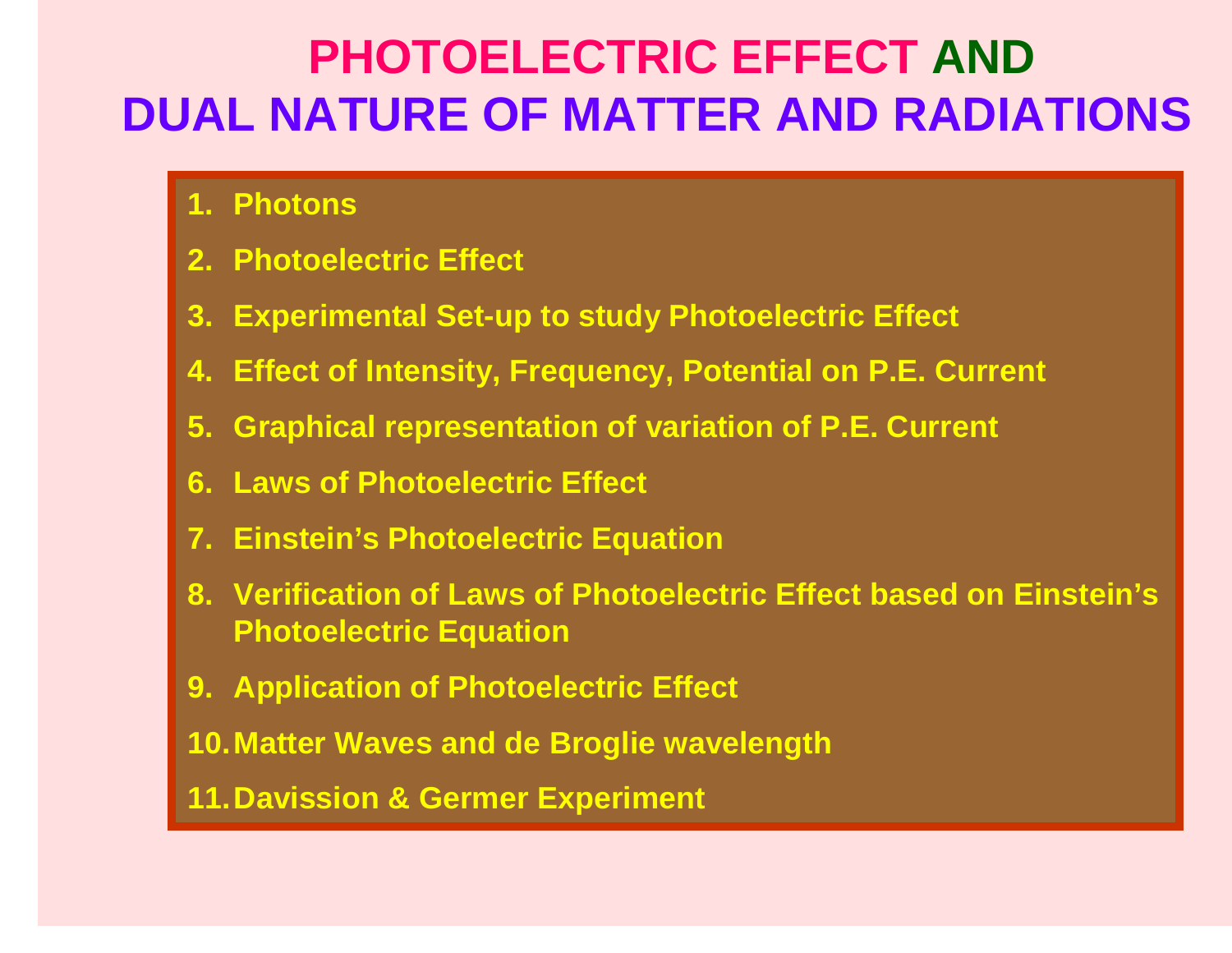# PHOTOELECTRIC EFFECT AND DUAL NATURE OF MATTER AND RADIATIONS

1. Photons
2. Photoelectric Effect
3. Experimental Set-up to study Photoelectric Effect
4. Effect of Intensity, Frequency, Potential on P.E. Current
5. Graphical representation of variation of P.E. Current
6. Laws of Photoelectric Effect
7. Einstein's Photoelectric Equation
8. Verification of Laws of Photoelectric Effect based on Einstein's Photoelectric Equation
9. Application of Photoelectric Effect
10. Matter Waves and de Broglie wavelength
11. Davission & Germer Experiment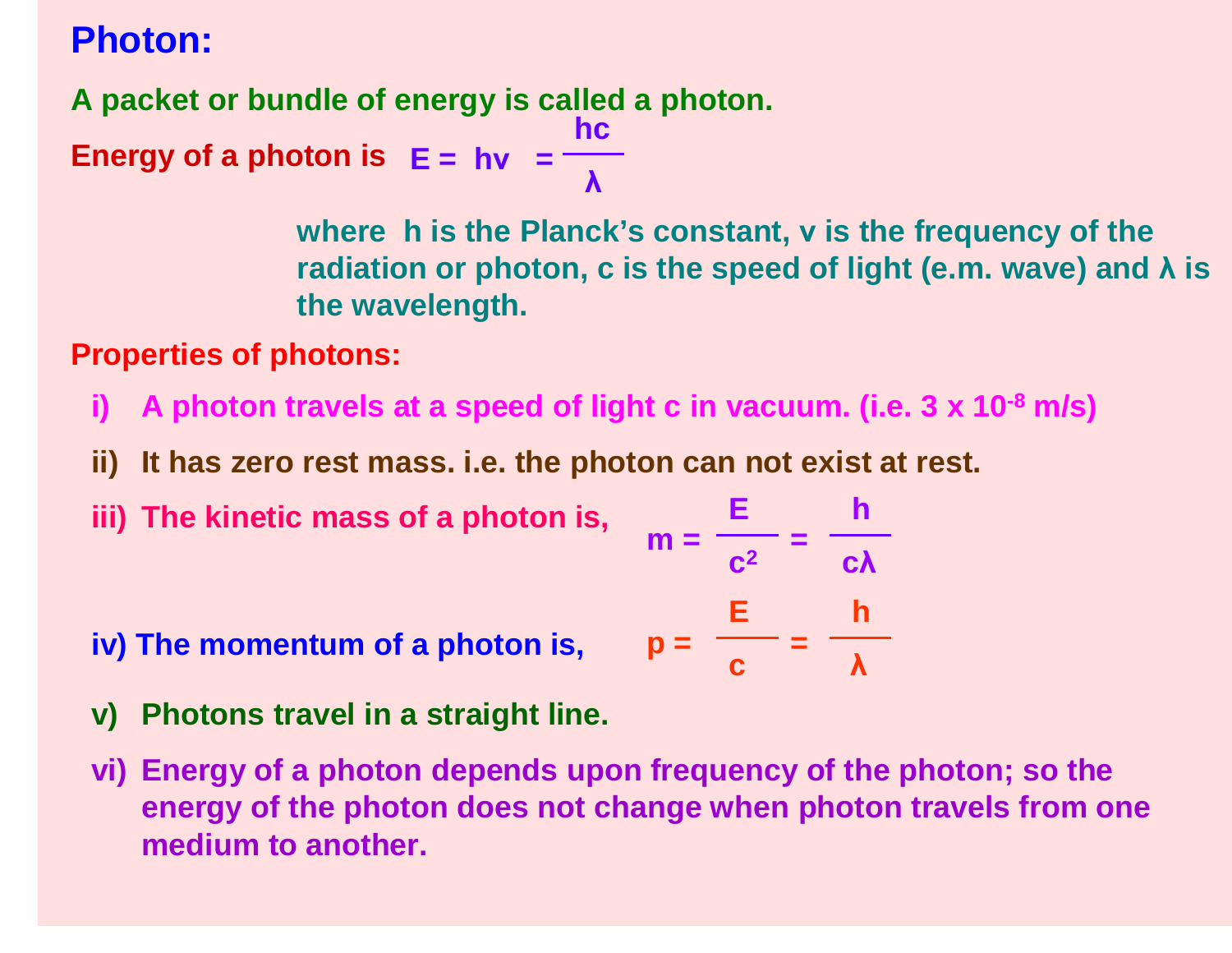# Photon:

**A packet or bundle of energy is called a photon.**

**Energy of a photon is** $E = h\nu = \dfrac{hc}{\lambda}$

**where h is the Planck's constant, ν is the frequency of the radiation or photon, c is the speed of light (e.m. wave) and λ is the wavelength.**

**Properties of photons:**

i) **A photon travels at a speed of light c in vacuum. (i.e. $3 \times 10^{-8}$ m/s)**

ii) **It has zero rest mass. i.e. the photon can not exist at rest.**

iii) **The kinetic mass of a photon is,** $m = \dfrac{E}{c^2} = \dfrac{h}{c\lambda}$

iv) **The momentum of a photon is,** $p = \dfrac{E}{c} = \dfrac{h}{\lambda}$

v) **Photons travel in a straight line.**

vi) **Energy of a photon depends upon frequency of the photon; so the energy of the photon does not change when photon travels from one medium to another.**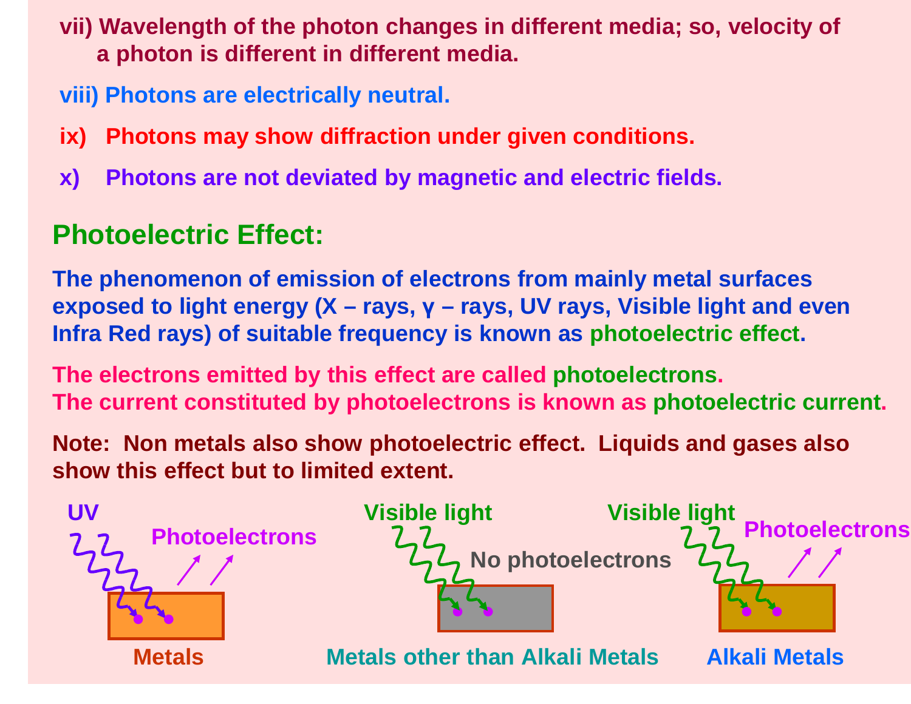vii) Wavelength of the photon changes in different media; so, velocity of a photon is different in different media.

viii) Photons are electrically neutral.

ix) Photons may show diffraction under given conditions.

x) Photons are not deviated by magnetic and electric fields.

## Photoelectric Effect:

The phenomenon of emission of electrons from mainly metal surfaces exposed to light energy (X – rays, γ – rays, UV rays, Visible light and even Infra Red rays) of suitable frequency is known as photoelectric effect.

The electrons emitted by this effect are called photoelectrons.
The current constituted by photoelectrons is known as photoelectric current.

Note: Non metals also show photoelectric effect. Liquids and gases also show this effect but to limited extent.

UV — Photoelectrons — Metals

Visible light — No photoelectrons — Metals other than Alkali Metals

Visible light — Photoelectrons — Alkali Metals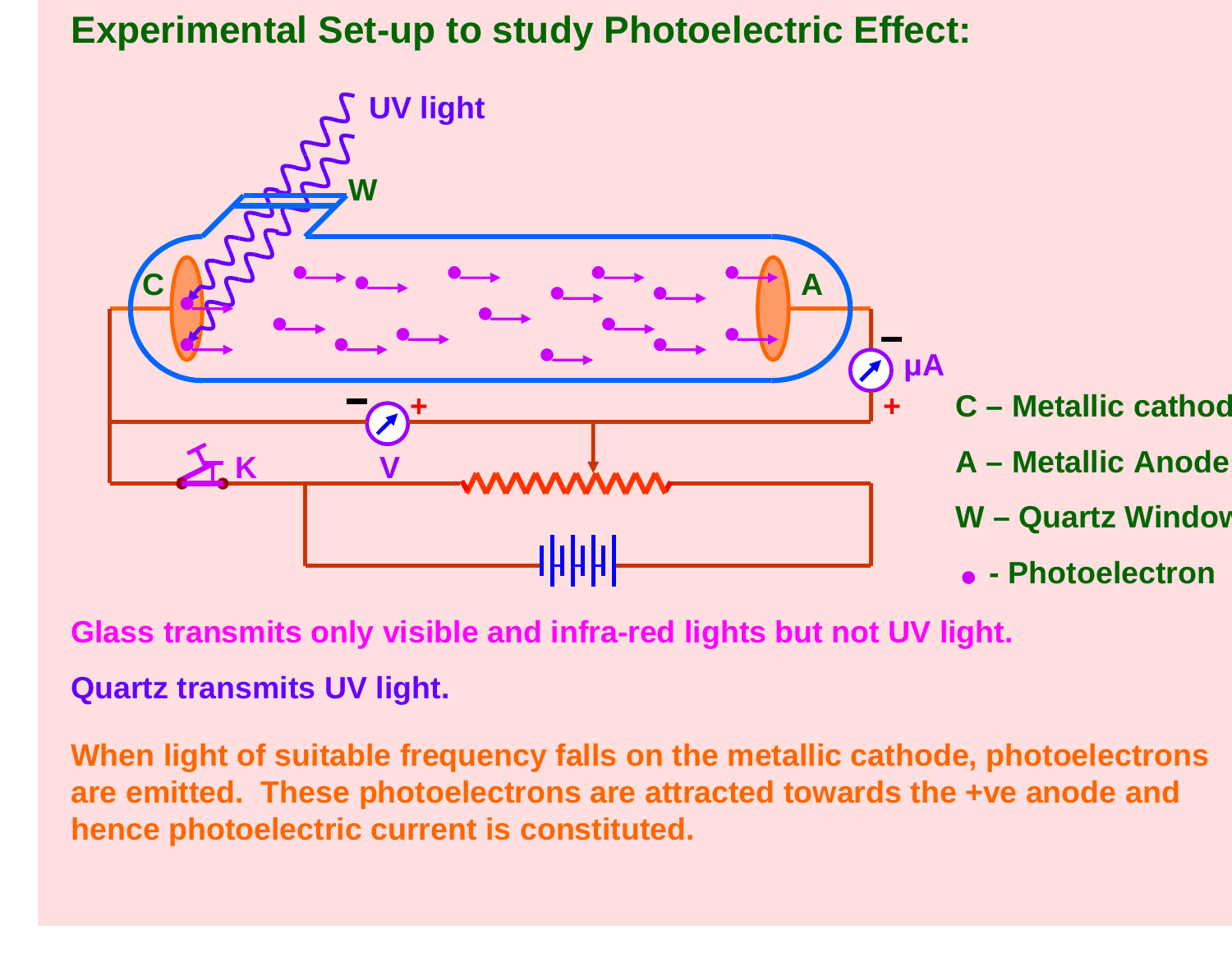# Experimental Set-up to study Photoelectric Effect:

UV light

W

C

A

μA

V

K

C – Metallic cathode

A – Metallic Anode

W – Quartz Window

• - Photoelectron

Glass transmits only visible and infra-red lights but not UV light.

Quartz transmits UV light.

When light of suitable frequency falls on the metallic cathode, photoelectrons are emitted. These photoelectrons are attracted towards the +ve anode and hence photoelectric current is constituted.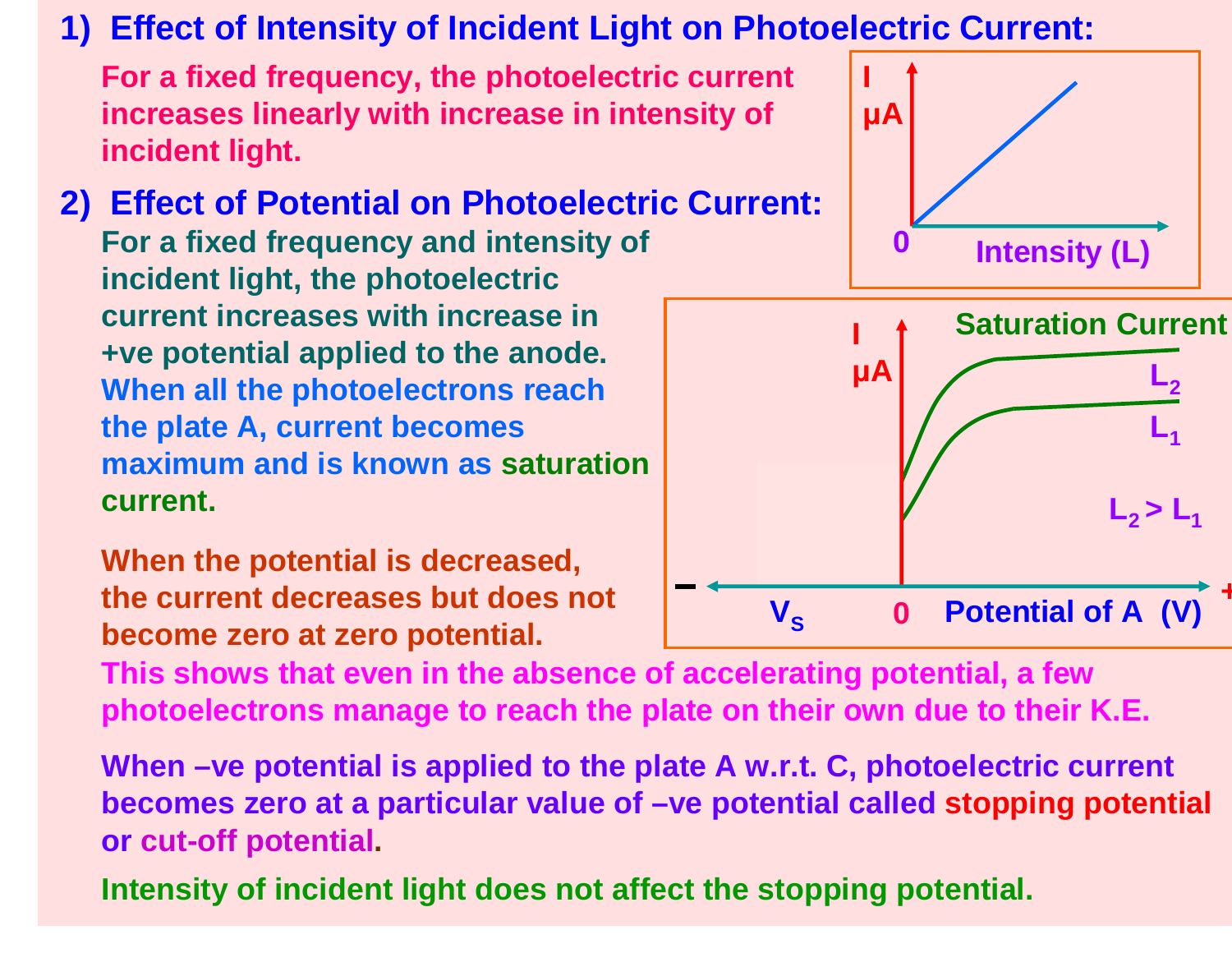## 1) Effect of Intensity of Incident Light on Photoelectric Current:

For a fixed frequency, the photoelectric current increases linearly with increase in intensity of incident light.

## 2) Effect of Potential on Photoelectric Current:

For a fixed frequency and intensity of incident light, the photoelectric current increases with increase in +ve potential applied to the anode.

When all the photoelectrons reach the plate A, current becomes maximum and is known as saturation current.

When the potential is decreased, the current decreases but does not become zero at zero potential.

This shows that even in the absence of accelerating potential, a few photoelectrons manage to reach the plate on their own due to their K.E.

When –ve potential is applied to the plate A w.r.t. C, photoelectric current becomes zero at a particular value of –ve potential called stopping potential or cut-off potential.

Intensity of incident light does not affect the stopping potential.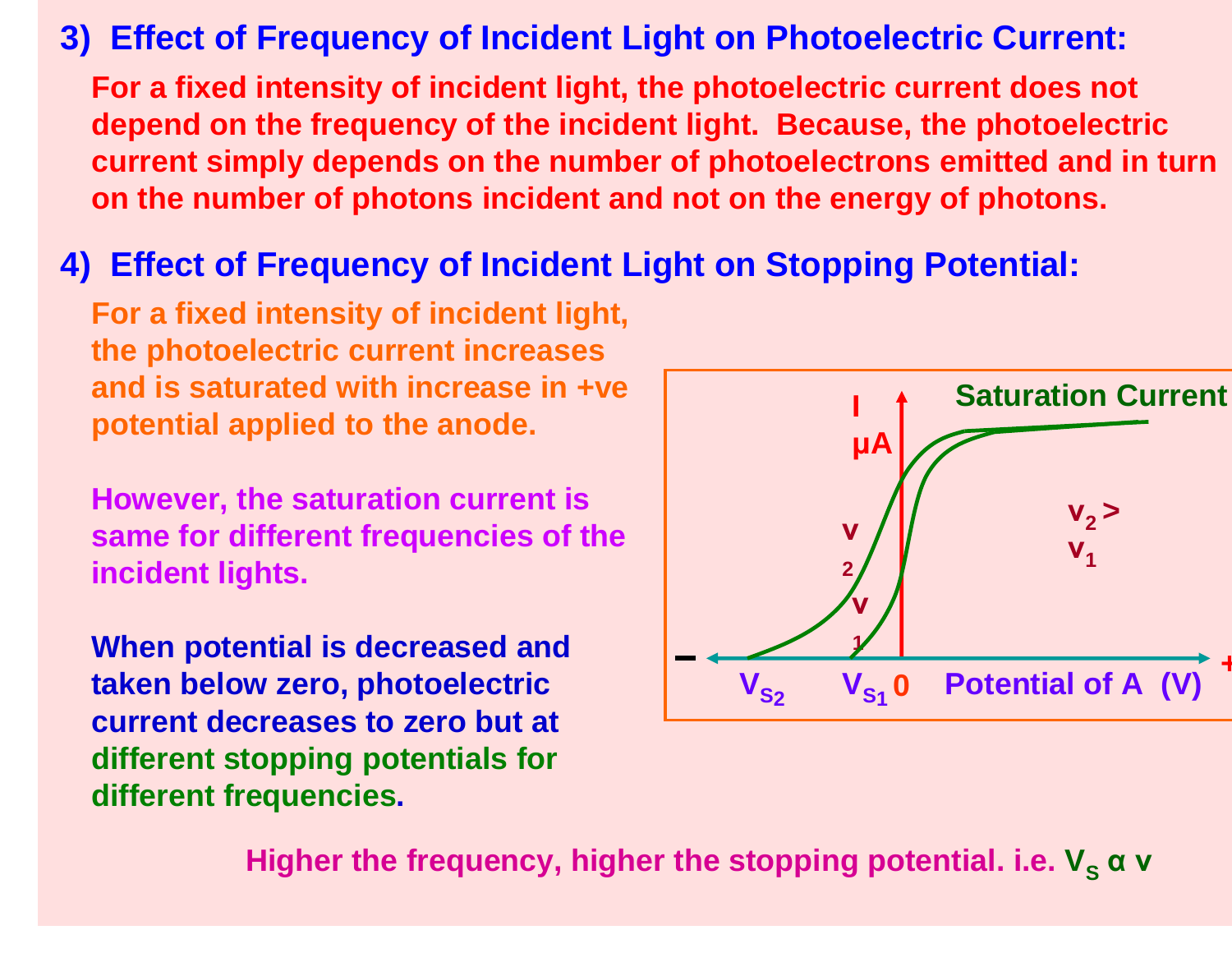## 3) Effect of Frequency of Incident Light on Photoelectric Current:

For a fixed intensity of incident light, the photoelectric current does not depend on the frequency of the incident light. Because, the photoelectric current simply depends on the number of photoelectrons emitted and in turn on the number of photons incident and not on the energy of photons.

## 4) Effect of Frequency of Incident Light on Stopping Potential:

For a fixed intensity of incident light, the photoelectric current increases and is saturated with increase in +ve potential applied to the anode.

However, the saturation current is same for different frequencies of the incident lights.

When potential is decreased and taken below zero, photoelectric current decreases to zero but at different stopping potentials for different frequencies.

Higher the frequency, higher the stopping potential. i.e. $V_S \propto \nu$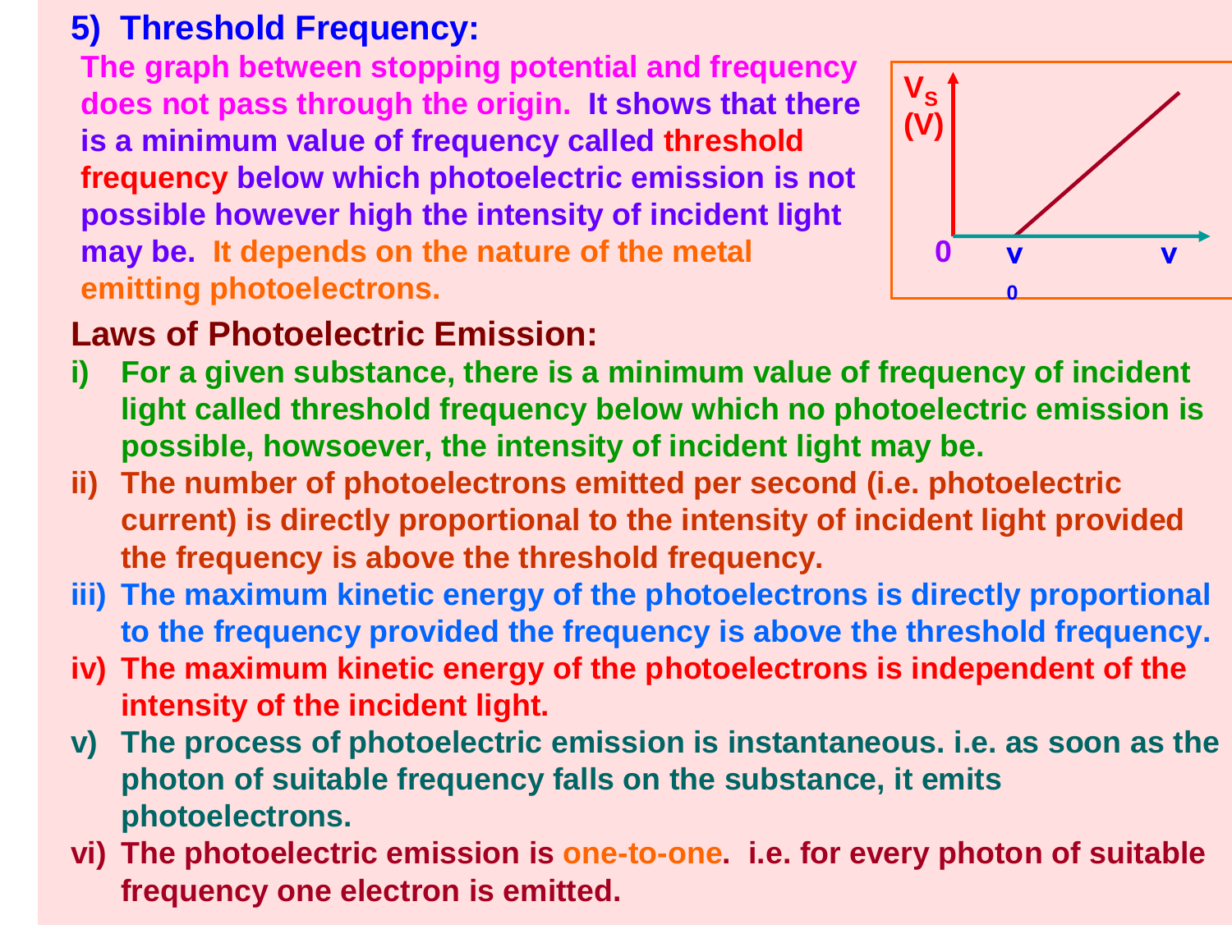## 5) Threshold Frequency:

The graph between stopping potential and frequency does not pass through the origin. It shows that there is a minimum value of frequency called threshold frequency below which photoelectric emission is not possible however high the intensity of incident light may be. It depends on the nature of the metal emitting photoelectrons.

$V_S$ (V)

0 $\nu_0$ $\nu$

### Laws of Photoelectric Emission:

i) For a given substance, there is a minimum value of frequency of incident light called threshold frequency below which no photoelectric emission is possible, howsoever, the intensity of incident light may be.

ii) The number of photoelectrons emitted per second (i.e. photoelectric current) is directly proportional to the intensity of incident light provided the frequency is above the threshold frequency.

iii) The maximum kinetic energy of the photoelectrons is directly proportional to the frequency provided the frequency is above the threshold frequency.

iv) The maximum kinetic energy of the photoelectrons is independent of the intensity of the incident light.

v) The process of photoelectric emission is instantaneous. i.e. as soon as the photon of suitable frequency falls on the substance, it emits photoelectrons.

vi) The photoelectric emission is one-to-one. i.e. for every photon of suitable frequency one electron is emitted.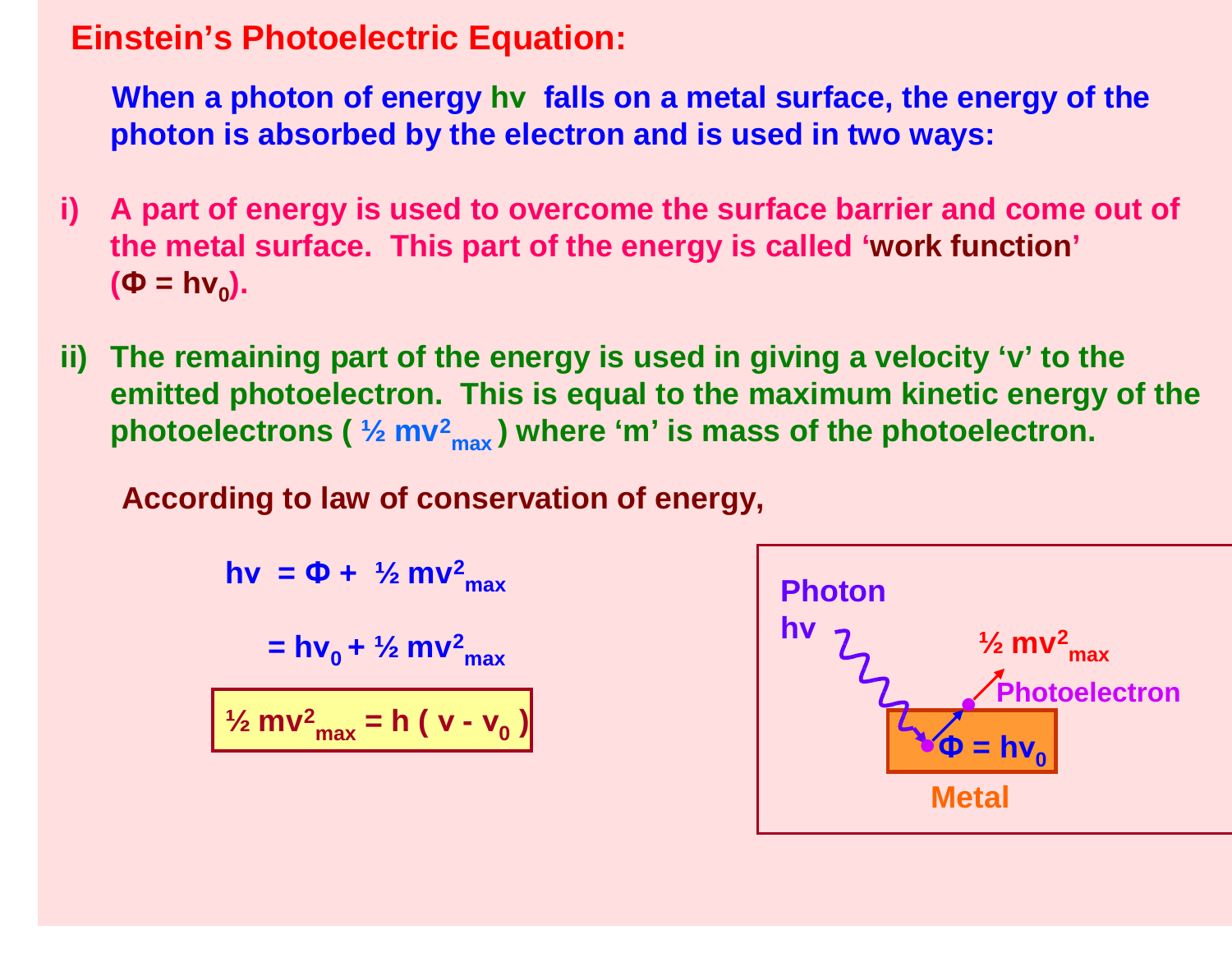# Einstein's Photoelectric Equation:

When a photon of energy $h\nu$ falls on a metal surface, the energy of the photon is absorbed by the electron and is used in two ways:

i) A part of energy is used to overcome the surface barrier and come out of the metal surface. This part of the energy is called 'work function' ($\Phi = h\nu_0$).

ii) The remaining part of the energy is used in giving a velocity 'v' to the emitted photoelectron. This is equal to the maximum kinetic energy of the photoelectrons ( $\frac{1}{2} mv^2_{max}$ ) where 'm' is mass of the photoelectron.

According to law of conservation of energy,

$$h\nu = \Phi + \frac{1}{2} mv^2_{max}$$

$$= h\nu_0 + \frac{1}{2} mv^2_{max}$$

$$\boxed{\frac{1}{2} mv^2_{max} = h(\nu - \nu_0)}$$

Photon $h\nu$

$\frac{1}{2} mv^2_{max}$

Photoelectron

$\Phi = h\nu_0$

Metal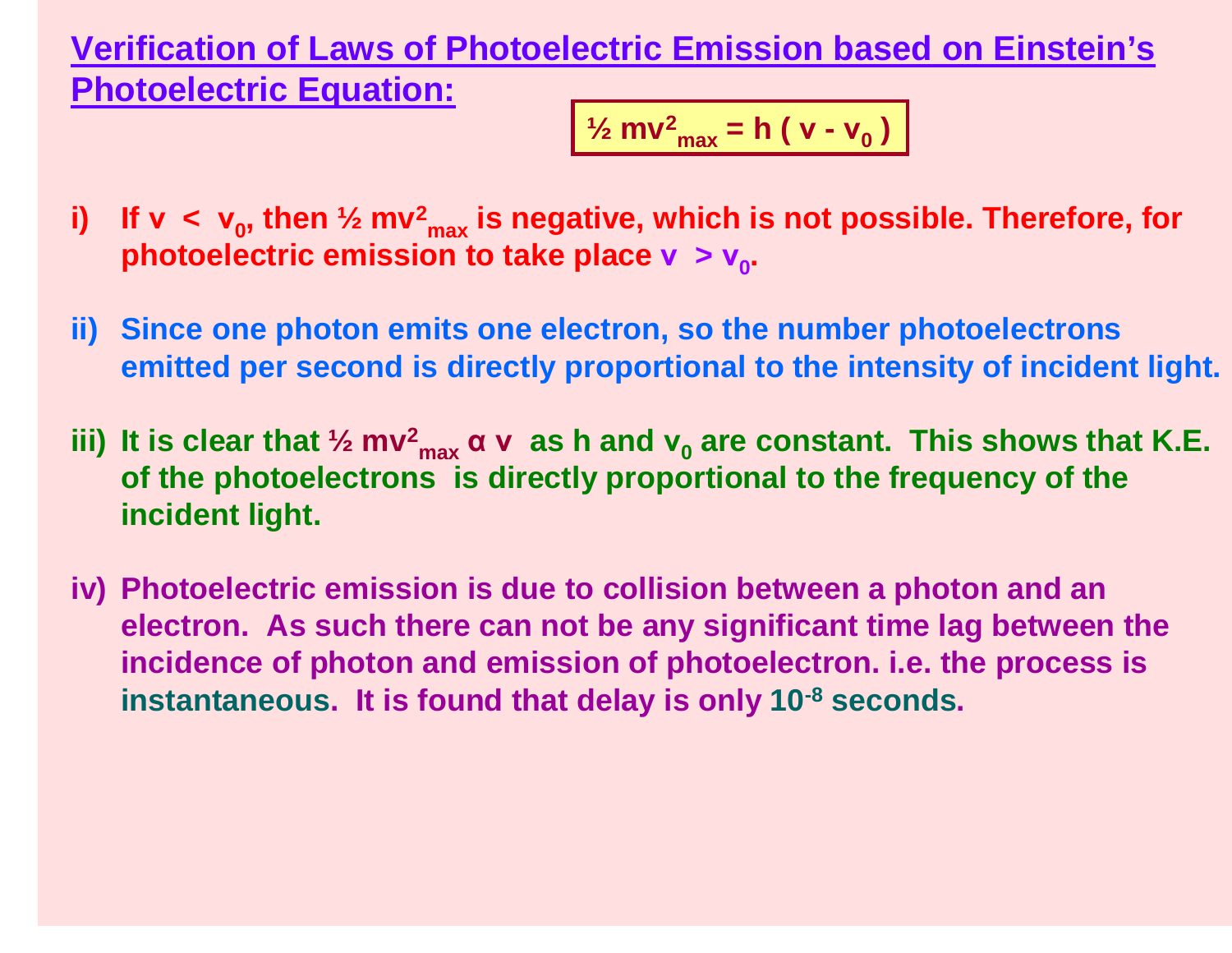## Verification of Laws of Photoelectric Emission based on Einstein's Photoelectric Equation:

$$\frac{1}{2} mv^2_{max} = h ( \nu - \nu_0 )$$

i) If $\nu < \nu_0$, then $\frac{1}{2} mv^2_{max}$ is negative, which is not possible. Therefore, for photoelectric emission to take place $\nu > \nu_0$.

ii) Since one photon emits one electron, so the number photoelectrons emitted per second is directly proportional to the intensity of incident light.

iii) It is clear that $\frac{1}{2} mv^2_{max} \propto \nu$ as h and $\nu_0$ are constant. This shows that K.E. of the photoelectrons is directly proportional to the frequency of the incident light.

iv) Photoelectric emission is due to collision between a photon and an electron. As such there can not be any significant time lag between the incidence of photon and emission of photoelectron. i.e. the process is instantaneous. It is found that delay is only $10^{-8}$ seconds.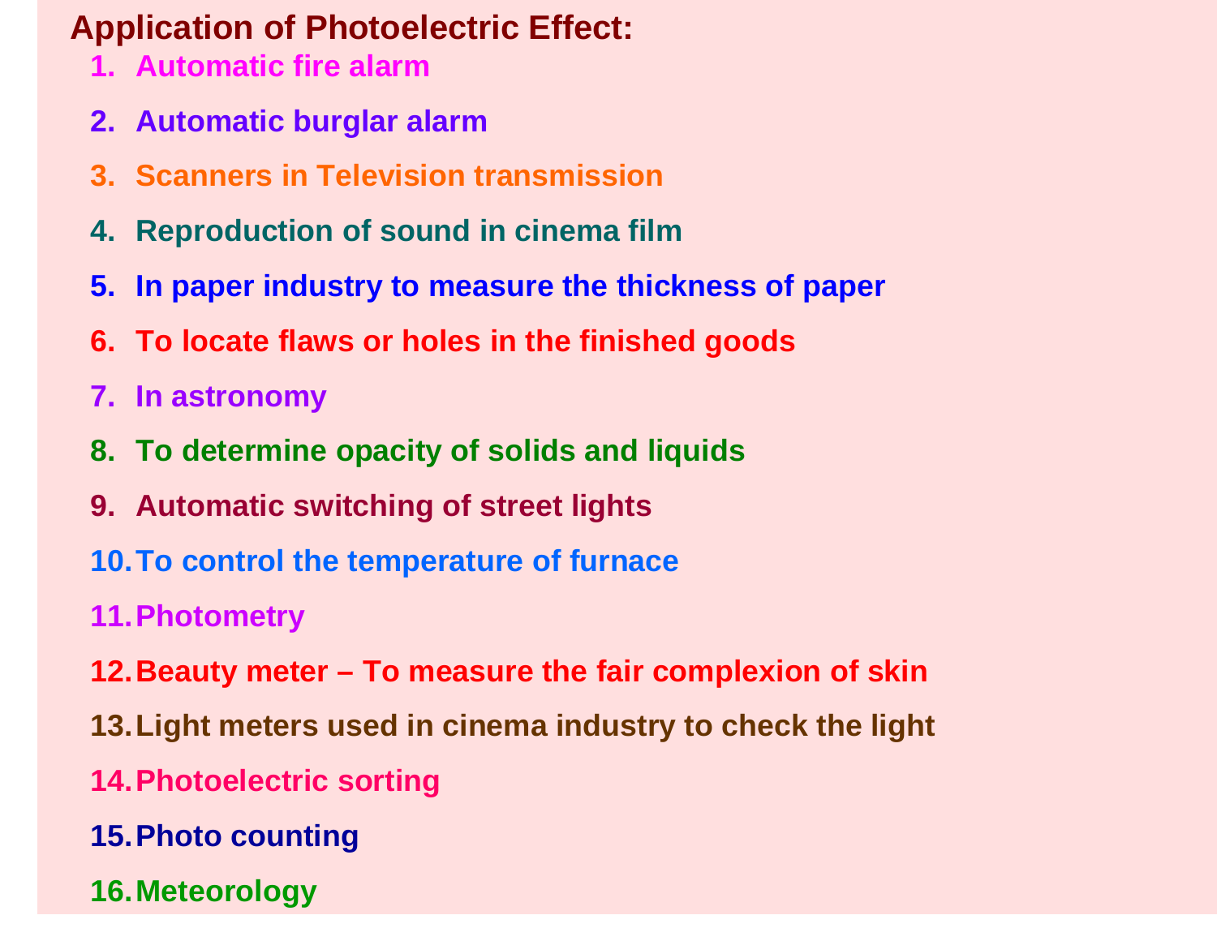## Application of Photoelectric Effect:

1. Automatic fire alarm
2. Automatic burglar alarm
3. Scanners in Television transmission
4. Reproduction of sound in cinema film
5. In paper industry to measure the thickness of paper
6. To locate flaws or holes in the finished goods
7. In astronomy
8. To determine opacity of solids and liquids
9. Automatic switching of street lights
10. To control the temperature of furnace
11. Photometry
12. Beauty meter – To measure the fair complexion of skin
13. Light meters used in cinema industry to check the light
14. Photoelectric sorting
15. Photo counting
16. Meteorology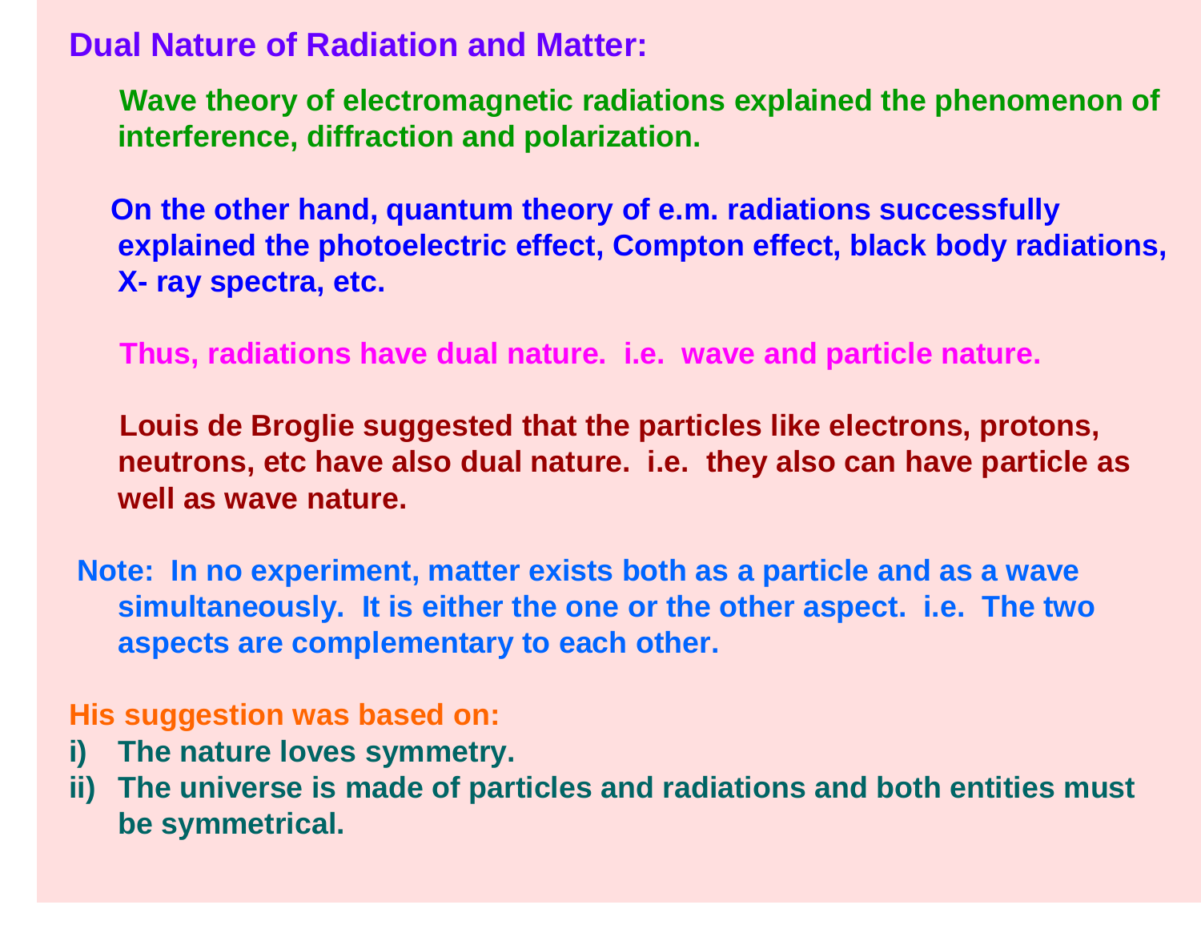## Dual Nature of Radiation and Matter:

Wave theory of electromagnetic radiations explained the phenomenon of interference, diffraction and polarization.

On the other hand, quantum theory of e.m. radiations successfully explained the photoelectric effect, Compton effect, black body radiations, X- ray spectra, etc.

Thus, radiations have dual nature. i.e. wave and particle nature.

Louis de Broglie suggested that the particles like electrons, protons, neutrons, etc have also dual nature. i.e. they also can have particle as well as wave nature.

Note: In no experiment, matter exists both as a particle and as a wave simultaneously. It is either the one or the other aspect. i.e. The two aspects are complementary to each other.

His suggestion was based on:

i) The nature loves symmetry.
ii) The universe is made of particles and radiations and both entities must be symmetrical.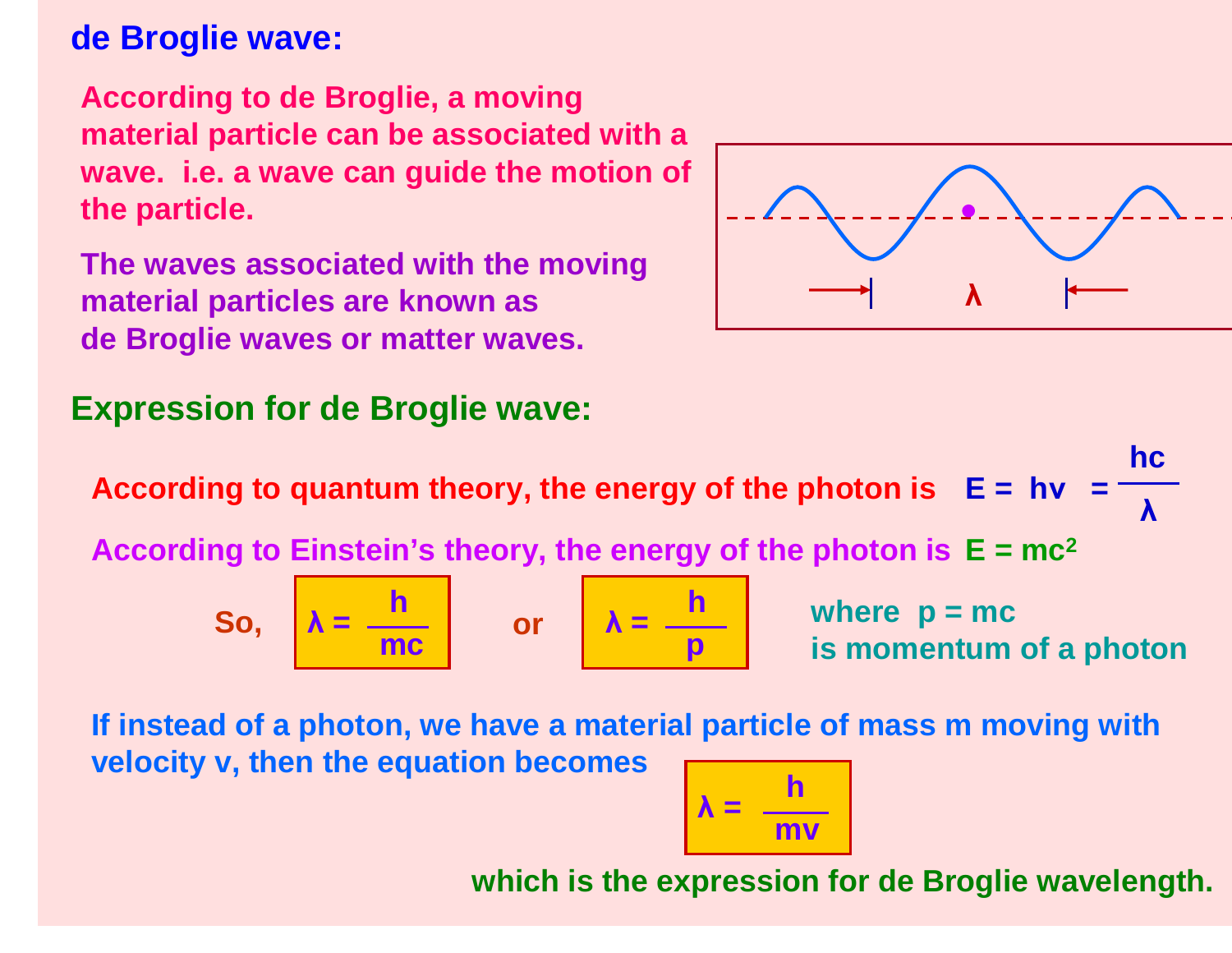## de Broglie wave:

According to de Broglie, a moving material particle can be associated with a wave. i.e. a wave can guide the motion of the particle.

The waves associated with the moving material particles are known as de Broglie waves or matter waves.

## Expression for de Broglie wave:

According to quantum theory, the energy of the photon is $E = h\nu = \dfrac{hc}{\lambda}$

According to Einstein's theory, the energy of the photon is $E = mc^2$

So, $\lambda = \dfrac{h}{mc}$ or $\lambda = \dfrac{h}{p}$ where $p = mc$ is momentum of a photon

If instead of a photon, we have a material particle of mass m moving with velocity v, then the equation becomes

$$\lambda = \frac{h}{mv}$$

which is the expression for de Broglie wavelength.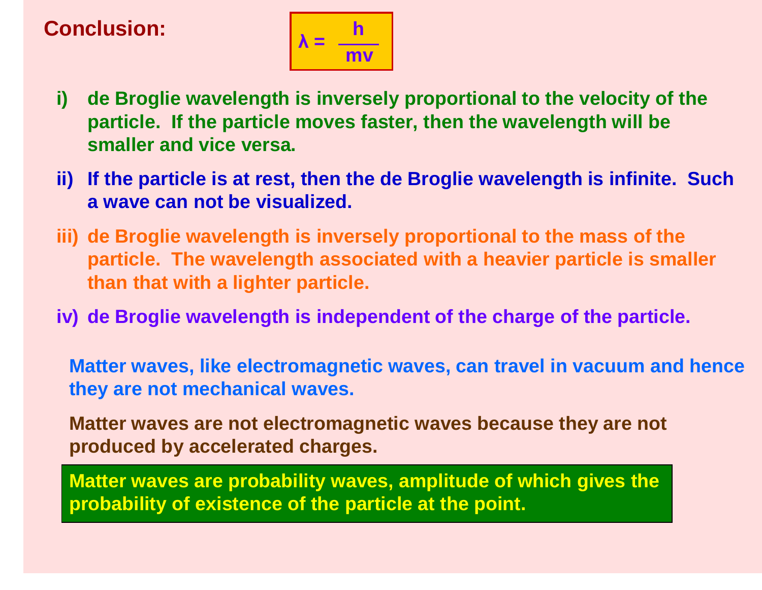**Conclusion:**

$$\lambda = \frac{h}{mv}$$

i) de Broglie wavelength is inversely proportional to the velocity of the particle. If the particle moves faster, then the wavelength will be smaller and vice versa.

ii) If the particle is at rest, then the de Broglie wavelength is infinite. Such a wave can not be visualized.

iii) de Broglie wavelength is inversely proportional to the mass of the particle. The wavelength associated with a heavier particle is smaller than that with a lighter particle.

iv) de Broglie wavelength is independent of the charge of the particle.

Matter waves, like electromagnetic waves, can travel in vacuum and hence they are not mechanical waves.

Matter waves are not electromagnetic waves because they are not produced by accelerated charges.

Matter waves are probability waves, amplitude of which gives the probability of existence of the particle at the point.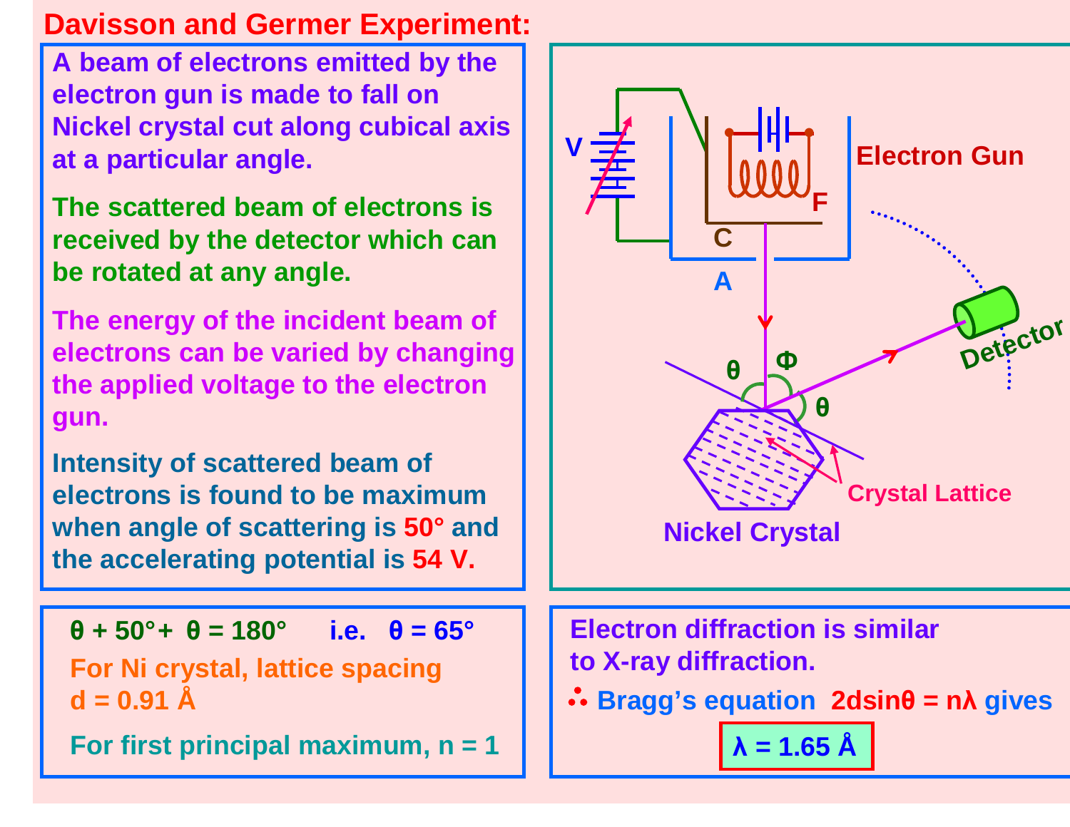# Davisson and Germer Experiment:

A beam of electrons emitted by the electron gun is made to fall on Nickel crystal cut along cubical axis at a particular angle.

The scattered beam of electrons is received by the detector which can be rotated at any angle.

The energy of the incident beam of electrons can be varied by changing the applied voltage to the electron gun.

Intensity of scattered beam of electrons is found to be maximum when angle of scattering is **50°** and the accelerating potential is **54 V**.

V, C, A, F, Electron Gun, θ, Φ, θ, Detector, Crystal Lattice, Nickel Crystal

$\theta + 50° + \theta = 180°$ i.e. $\theta = 65°$

For Ni crystal, lattice spacing $d = 0.91$ Å

For first principal maximum, $n = 1$

Electron diffraction is similar to X-ray diffraction.

∴ Bragg's equation $2d\sin\theta = n\lambda$ gives

$$\lambda = 1.65 \text{ Å}$$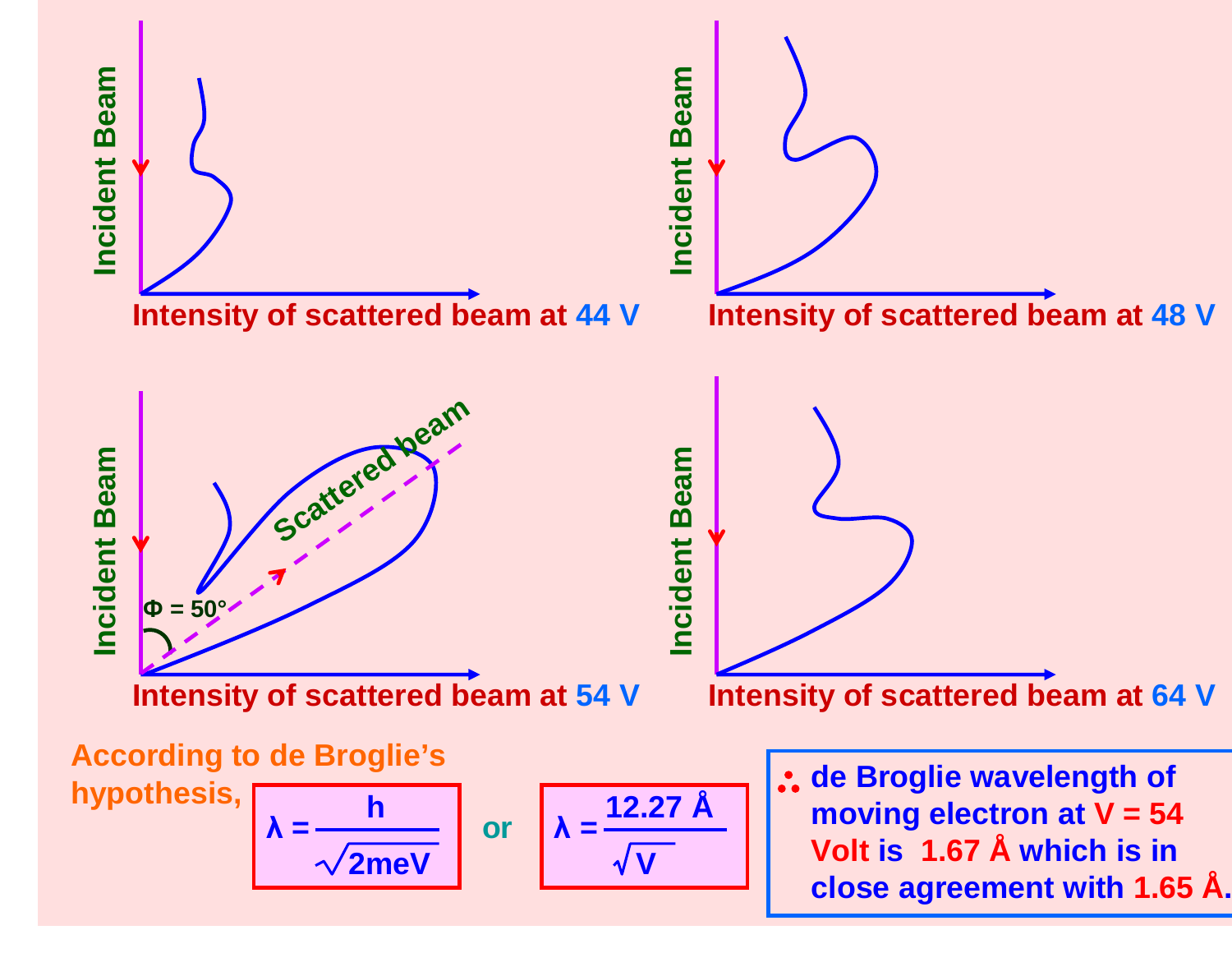Incident Beam

Intensity of scattered beam at 44 V

Incident Beam

Intensity of scattered beam at 48 V

Incident Beam

Scattered beam

$\Phi = 50°$

Intensity of scattered beam at 54 V

Incident Beam

Intensity of scattered beam at 64 V

According to de Broglie's hypothesis,

$$\lambda = \frac{h}{\sqrt{2meV}} \quad \text{or} \quad \lambda = \frac{12.27\ \text{Å}}{\sqrt{V}}$$

∴ de Broglie wavelength of moving electron at V = 54 Volt is 1.67 Å which is in close agreement with 1.65 Å.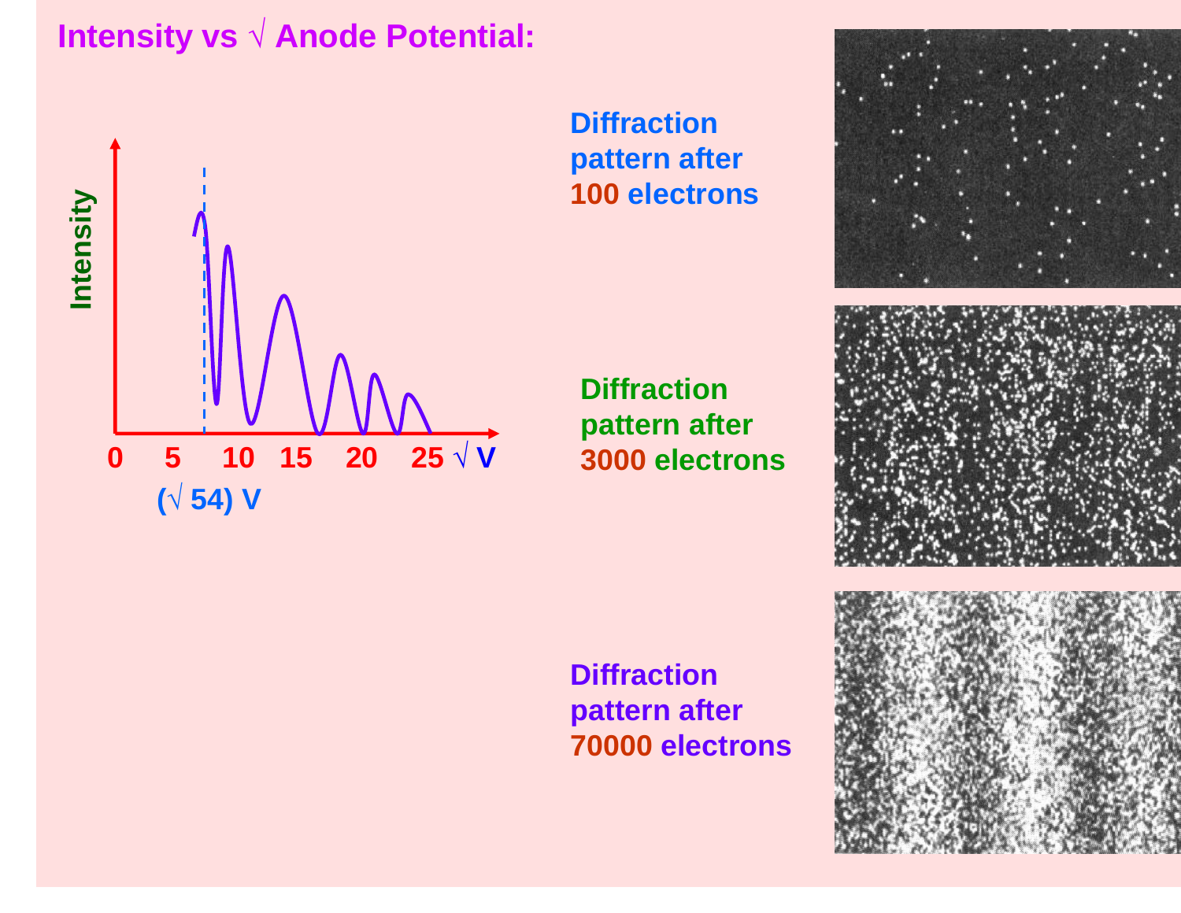## Intensity vs √ Anode Potential:

Intensity

0 5 10 15 20 25 √ V

(√ 54) V

Diffraction pattern after **100** electrons

Diffraction pattern after **3000** electrons

Diffraction pattern after **70000** electrons